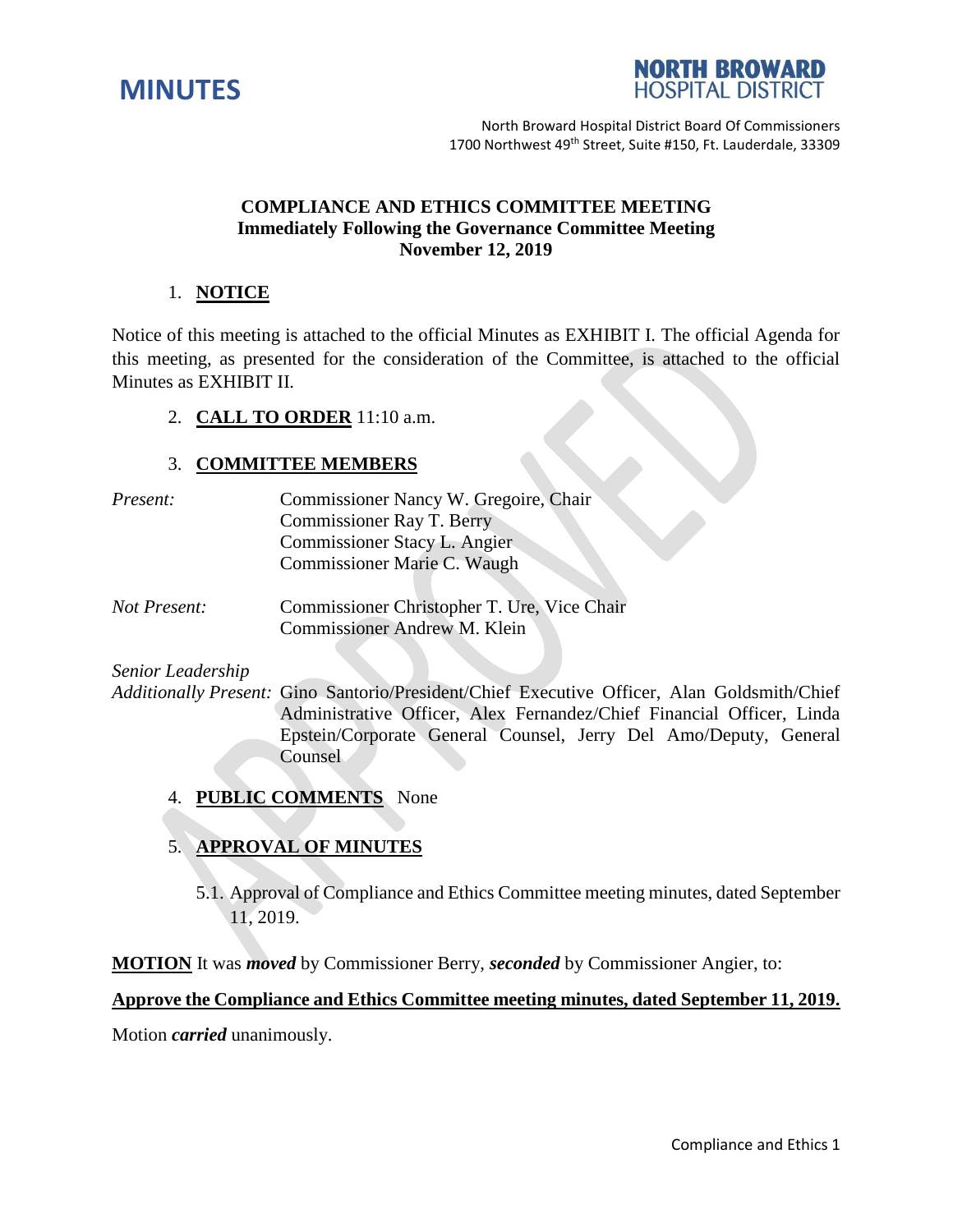# MINUTES

**NORTH BROWARD HOSPITAL DISTRICT**

North Broward Hospital District Board Of Commissioners
1700 Northwest 49th Street, Suite #150, Ft. Lauderdale, 33309

**COMPLIANCE AND ETHICS COMMITTEE MEETING**
**Immediately Following the Governance Committee Meeting**
**November 12, 2019**

1. **NOTICE**

Notice of this meeting is attached to the official Minutes as EXHIBIT I. The official Agenda for this meeting, as presented for the consideration of the Committee, is attached to the official Minutes as EXHIBIT II.

2. **CALL TO ORDER** 11:10 a.m.

3. **COMMITTEE MEMBERS**

*Present:*
Commissioner Nancy W. Gregoire, Chair
Commissioner Ray T. Berry
Commissioner Stacy L. Angier
Commissioner Marie C. Waugh

*Not Present:*
Commissioner Christopher T. Ure, Vice Chair
Commissioner Andrew M. Klein

*Senior Leadership Additionally Present:* Gino Santorio/President/Chief Executive Officer, Alan Goldsmith/Chief Administrative Officer, Alex Fernandez/Chief Financial Officer, Linda Epstein/Corporate General Counsel, Jerry Del Amo/Deputy, General Counsel

4. **PUBLIC COMMENTS** None

5. **APPROVAL OF MINUTES**

5.1. Approval of Compliance and Ethics Committee meeting minutes, dated September 11, 2019.

**MOTION** It was ***moved*** by Commissioner Berry, ***seconded*** by Commissioner Angier, to:

**Approve the Compliance and Ethics Committee meeting minutes, dated September 11, 2019.**

Motion ***carried*** unanimously.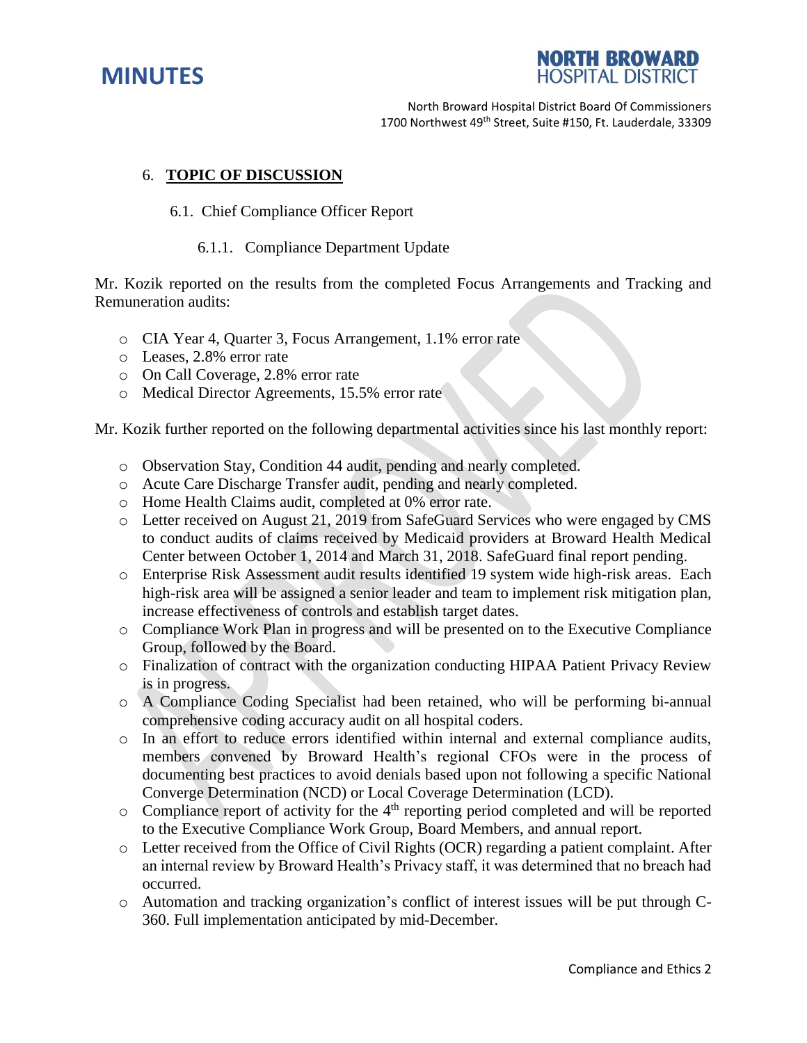### 6. TOPIC OF DISCUSSION

#### 6.1. Chief Compliance Officer Report

##### 6.1.1. Compliance Department Update

Mr. Kozik reported on the results from the completed Focus Arrangements and Tracking and Remuneration audits:

- CIA Year 4, Quarter 3, Focus Arrangement, 1.1% error rate
- Leases, 2.8% error rate
- On Call Coverage, 2.8% error rate
- Medical Director Agreements, 15.5% error rate

Mr. Kozik further reported on the following departmental activities since his last monthly report:

- Observation Stay, Condition 44 audit, pending and nearly completed.
- Acute Care Discharge Transfer audit, pending and nearly completed.
- Home Health Claims audit, completed at 0% error rate.
- Letter received on August 21, 2019 from SafeGuard Services who were engaged by CMS to conduct audits of claims received by Medicaid providers at Broward Health Medical Center between October 1, 2014 and March 31, 2018. SafeGuard final report pending.
- Enterprise Risk Assessment audit results identified 19 system wide high-risk areas. Each high-risk area will be assigned a senior leader and team to implement risk mitigation plan, increase effectiveness of controls and establish target dates.
- Compliance Work Plan in progress and will be presented on to the Executive Compliance Group, followed by the Board.
- Finalization of contract with the organization conducting HIPAA Patient Privacy Review is in progress.
- A Compliance Coding Specialist had been retained, who will be performing bi-annual comprehensive coding accuracy audit on all hospital coders.
- In an effort to reduce errors identified within internal and external compliance audits, members convened by Broward Health's regional CFOs were in the process of documenting best practices to avoid denials based upon not following a specific National Converge Determination (NCD) or Local Coverage Determination (LCD).
- Compliance report of activity for the 4th reporting period completed and will be reported to the Executive Compliance Work Group, Board Members, and annual report.
- Letter received from the Office of Civil Rights (OCR) regarding a patient complaint. After an internal review by Broward Health's Privacy staff, it was determined that no breach had occurred.
- Automation and tracking organization's conflict of interest issues will be put through C-360. Full implementation anticipated by mid-December.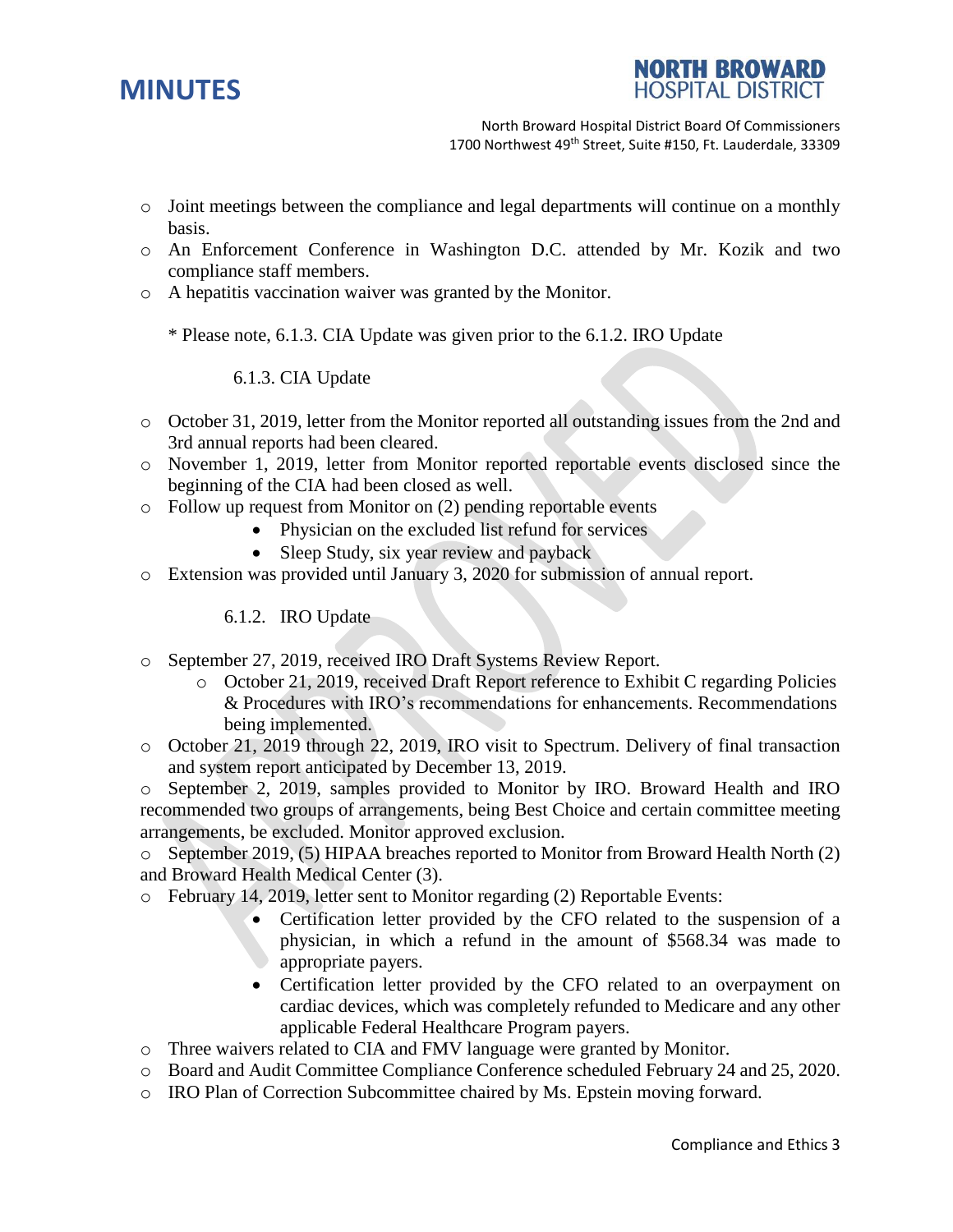- Joint meetings between the compliance and legal departments will continue on a monthly basis.
- An Enforcement Conference in Washington D.C. attended by Mr. Kozik and two compliance staff members.
- A hepatitis vaccination waiver was granted by the Monitor.

* Please note, 6.1.3. CIA Update was given prior to the 6.1.2. IRO Update

6.1.3. CIA Update

- October 31, 2019, letter from the Monitor reported all outstanding issues from the 2nd and 3rd annual reports had been cleared.
- November 1, 2019, letter from Monitor reported reportable events disclosed since the beginning of the CIA had been closed as well.
- Follow up request from Monitor on (2) pending reportable events
  - Physician on the excluded list refund for services
  - Sleep Study, six year review and payback
- Extension was provided until January 3, 2020 for submission of annual report.

6.1.2. IRO Update

- September 27, 2019, received IRO Draft Systems Review Report.
  - October 21, 2019, received Draft Report reference to Exhibit C regarding Policies & Procedures with IRO's recommendations for enhancements. Recommendations being implemented.
- October 21, 2019 through 22, 2019, IRO visit to Spectrum. Delivery of final transaction and system report anticipated by December 13, 2019.
- September 2, 2019, samples provided to Monitor by IRO. Broward Health and IRO recommended two groups of arrangements, being Best Choice and certain committee meeting arrangements, be excluded. Monitor approved exclusion.
- September 2019, (5) HIPAA breaches reported to Monitor from Broward Health North (2) and Broward Health Medical Center (3).
- February 14, 2019, letter sent to Monitor regarding (2) Reportable Events:
  - Certification letter provided by the CFO related to the suspension of a physician, in which a refund in the amount of $568.34 was made to appropriate payers.
  - Certification letter provided by the CFO related to an overpayment on cardiac devices, which was completely refunded to Medicare and any other applicable Federal Healthcare Program payers.
- Three waivers related to CIA and FMV language were granted by Monitor.
- Board and Audit Committee Compliance Conference scheduled February 24 and 25, 2020.
- IRO Plan of Correction Subcommittee chaired by Ms. Epstein moving forward.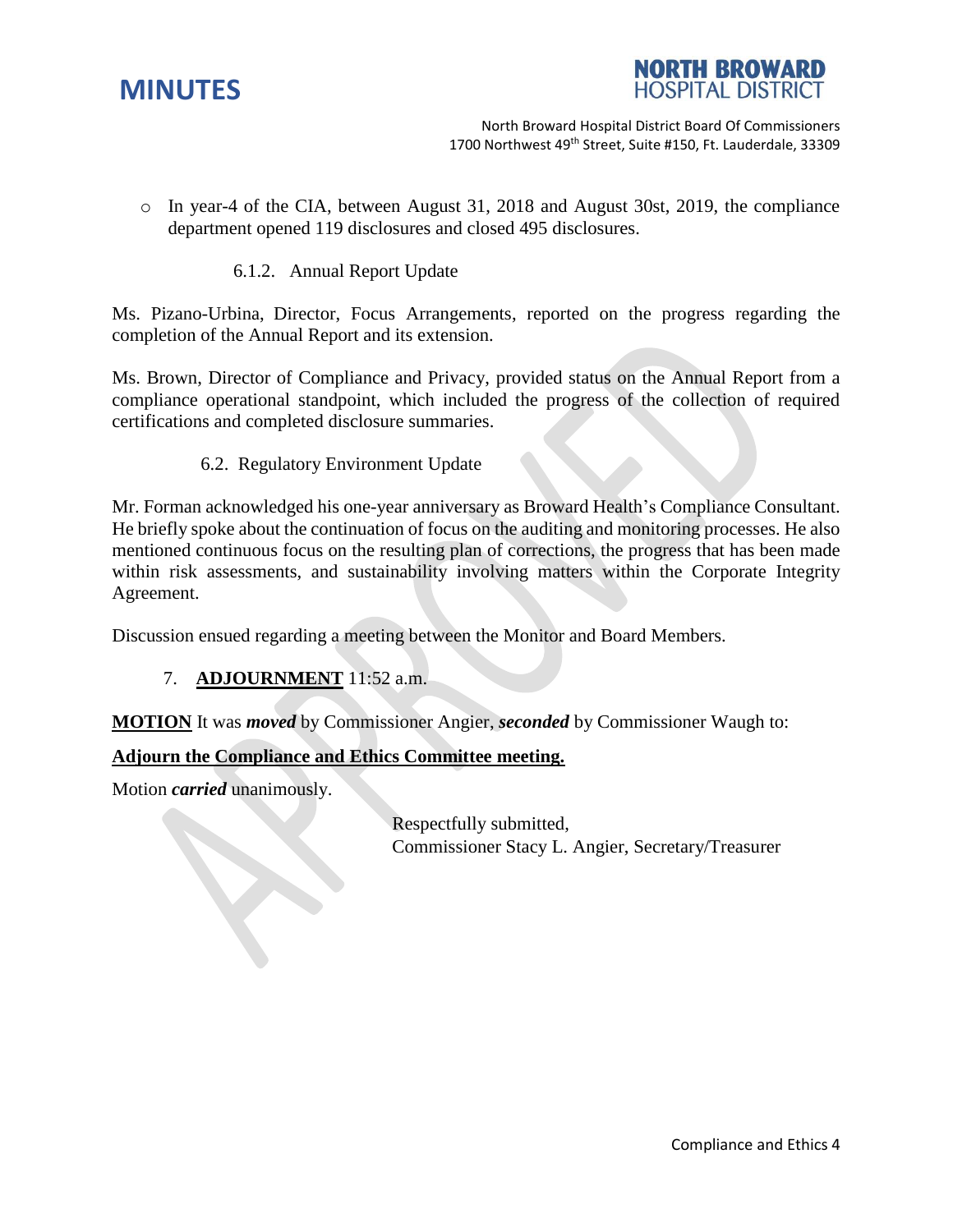- In year-4 of the CIA, between August 31, 2018 and August 30st, 2019, the compliance department opened 119 disclosures and closed 495 disclosures.

6.1.2. Annual Report Update

Ms. Pizano-Urbina, Director, Focus Arrangements, reported on the progress regarding the completion of the Annual Report and its extension.

Ms. Brown, Director of Compliance and Privacy, provided status on the Annual Report from a compliance operational standpoint, which included the progress of the collection of required certifications and completed disclosure summaries.

6.2. Regulatory Environment Update

Mr. Forman acknowledged his one-year anniversary as Broward Health's Compliance Consultant. He briefly spoke about the continuation of focus on the auditing and monitoring processes. He also mentioned continuous focus on the resulting plan of corrections, the progress that has been made within risk assessments, and sustainability involving matters within the Corporate Integrity Agreement.

Discussion ensued regarding a meeting between the Monitor and Board Members.

7. **ADJOURNMENT** 11:52 a.m.

**MOTION** It was ***moved*** by Commissioner Angier, ***seconded*** by Commissioner Waugh to:

**Adjourn the Compliance and Ethics Committee meeting.**

Motion ***carried*** unanimously.

Respectfully submitted,
Commissioner Stacy L. Angier, Secretary/Treasurer